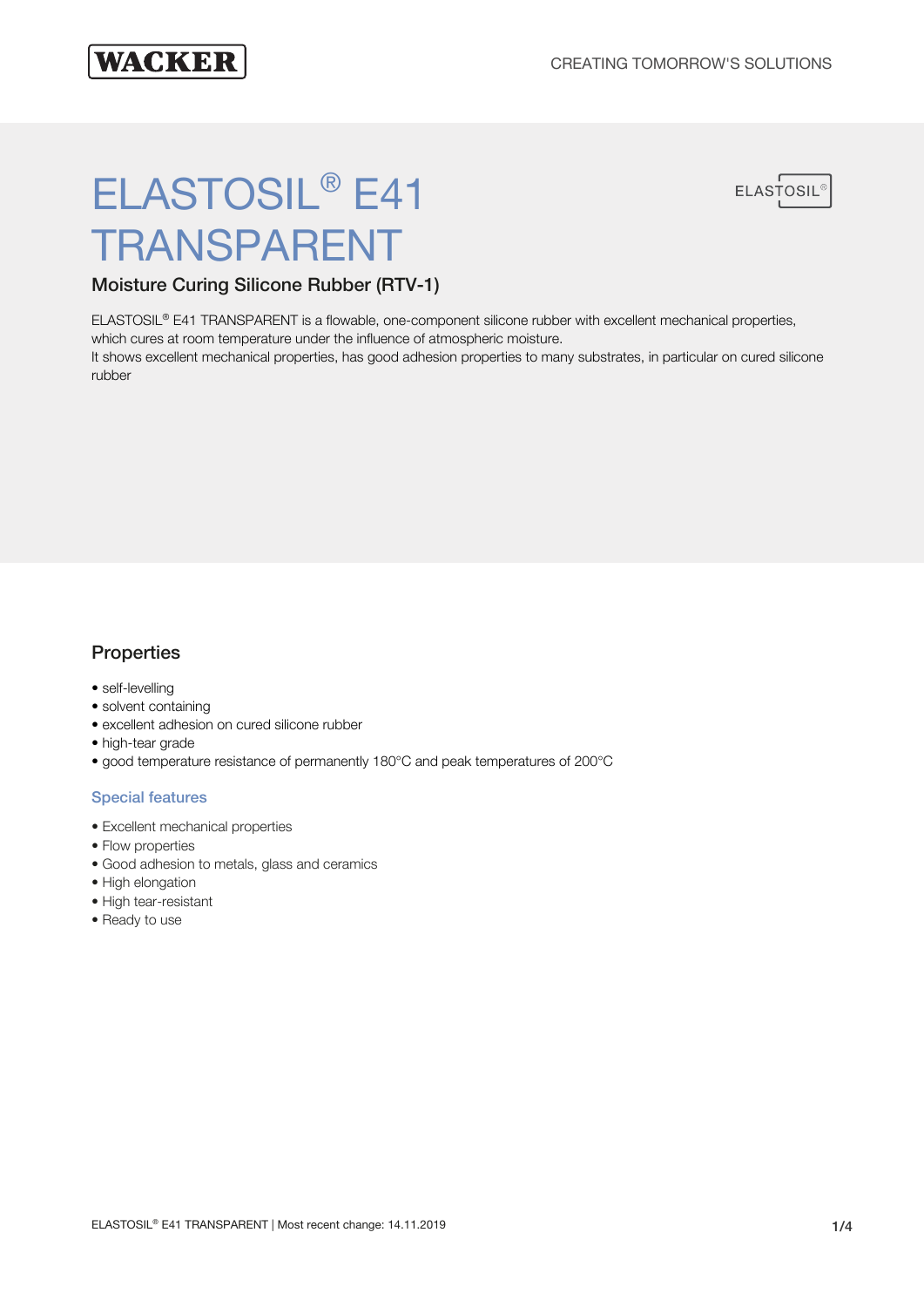# ELASTOSIL® E41 TRANSPARENT

## Moisture Curing Silicone Rubber (RTV-1)

ELASTOSIL® E41 TRANSPARENT is a flowable, one-component silicone rubber with excellent mechanical properties, which cures at room temperature under the influence of atmospheric moisture.
It shows excellent mechanical properties, has good adhesion properties to many substrates, in particular on cured silicone rubber

## Properties

- self-levelling
- solvent containing
- excellent adhesion on cured silicone rubber
- high-tear grade
- good temperature resistance of permanently 180°C and peak temperatures of 200°C

### Special features

- Excellent mechanical properties
- Flow properties
- Good adhesion to metals, glass and ceramics
- High elongation
- High tear-resistant
- Ready to use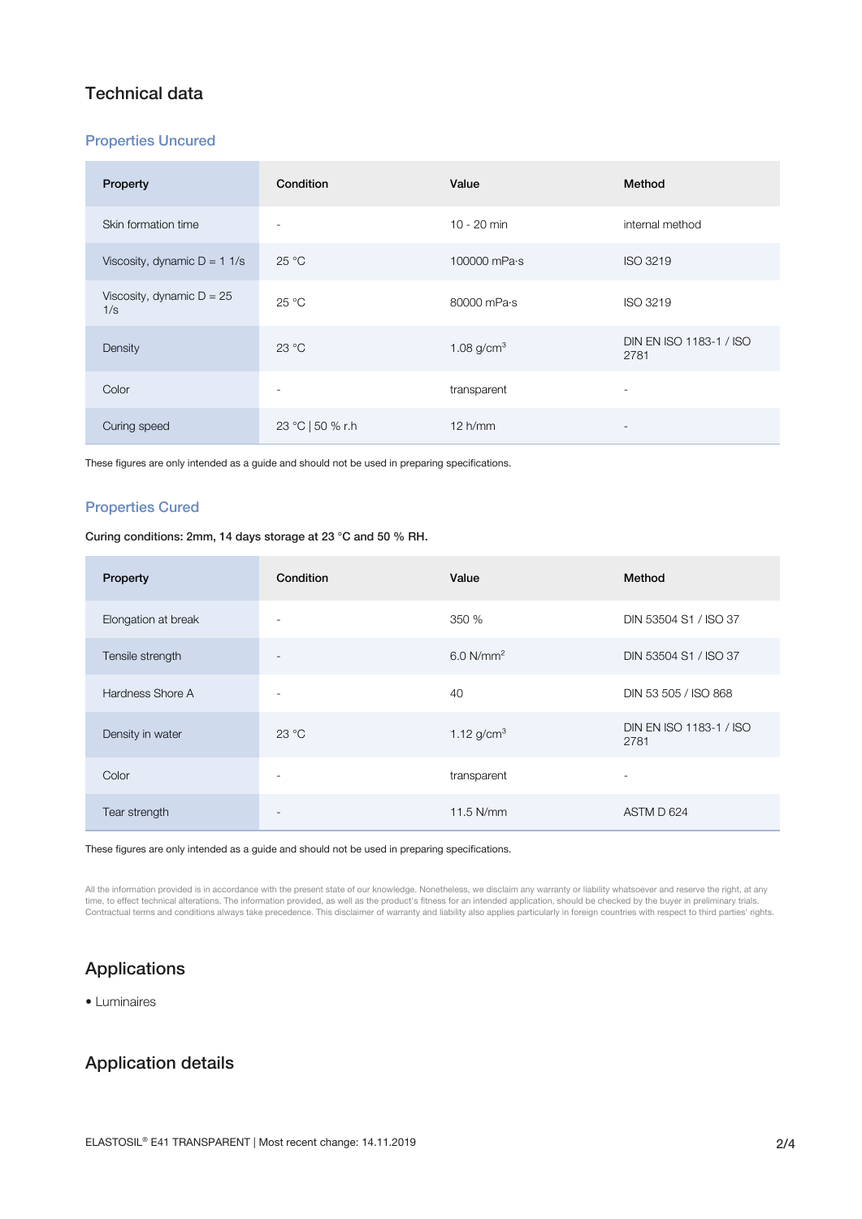# Technical data

## Properties Uncured

| Property | Condition | Value | Method |
|---|---|---|---|
| Skin formation time | - | 10 - 20 min | internal method |
| Viscosity, dynamic D = 1 1/s | 25 °C | 100000 mPa·s | ISO 3219 |
| Viscosity, dynamic D = 25 1/s | 25 °C | 80000 mPa·s | ISO 3219 |
| Density | 23 °C | 1.08 $g/cm^3$ | DIN EN ISO 1183-1 / ISO 2781 |
| Color | - | transparent | - |
| Curing speed | 23 °C \| 50 % r.h | 12 h/mm | - |

These figures are only intended as a guide and should not be used in preparing specifications.

## Properties Cured

Curing conditions: 2mm, 14 days storage at 23 °C and 50 % RH.

| Property | Condition | Value | Method |
|---|---|---|---|
| Elongation at break | - | 350 % | DIN 53504 S1 / ISO 37 |
| Tensile strength | - | 6.0 $N/mm^2$ | DIN 53504 S1 / ISO 37 |
| Hardness Shore A | - | 40 | DIN 53 505 / ISO 868 |
| Density in water | 23 °C | 1.12 $g/cm^3$ | DIN EN ISO 1183-1 / ISO 2781 |
| Color | - | transparent | - |
| Tear strength | - | 11.5 N/mm | ASTM D 624 |

These figures are only intended as a guide and should not be used in preparing specifications.

All the information provided is in accordance with the present state of our knowledge. Nonetheless, we disclaim any warranty or liability whatsoever and reserve the right, at any time, to effect technical alterations. The information provided, as well as the product's fitness for an intended application, should be checked by the buyer in preliminary trials. Contractual terms and conditions always take precedence. This disclaimer of warranty and liability also applies particularly in foreign countries with respect to third parties' rights.

# Applications

- Luminaires

# Application details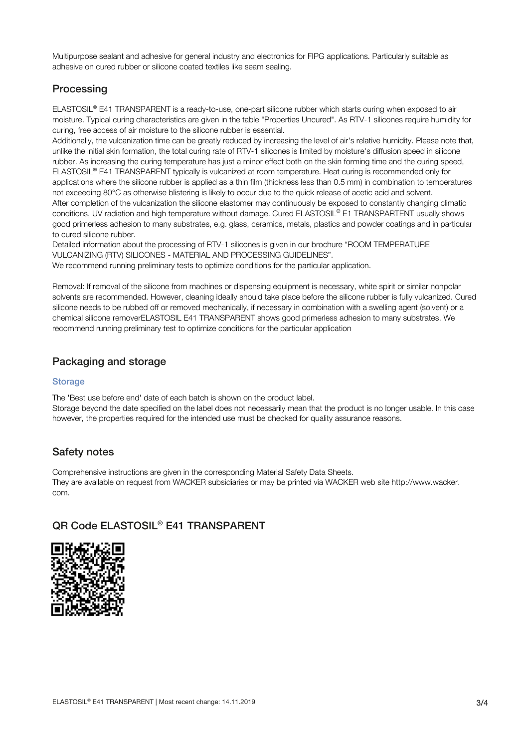Multipurpose sealant and adhesive for general industry and electronics for FIPG applications. Particularly suitable as adhesive on cured rubber or silicone coated textiles like seam sealing.

## Processing

ELASTOSIL® E41 TRANSPARENT is a ready-to-use, one-part silicone rubber which starts curing when exposed to air moisture. Typical curing characteristics are given in the table "Properties Uncured". As RTV-1 silicones require humidity for curing, free access of air moisture to the silicone rubber is essential.
Additionally, the vulcanization time can be greatly reduced by increasing the level of air's relative humidity. Please note that, unlike the initial skin formation, the total curing rate of RTV-1 silicones is limited by moisture's diffusion speed in silicone rubber. As increasing the curing temperature has just a minor effect both on the skin forming time and the curing speed, ELASTOSIL® E41 TRANSPARENT typically is vulcanized at room temperature. Heat curing is recommended only for applications where the silicone rubber is applied as a thin film (thickness less than 0.5 mm) in combination to temperatures not exceeding 80°C as otherwise blistering is likely to occur due to the quick release of acetic acid and solvent.
After completion of the vulcanization the silicone elastomer may continuously be exposed to constantly changing climatic conditions, UV radiation and high temperature without damage. Cured ELASTOSIL® E1 TRANSPARTENT usually shows good primerless adhesion to many substrates, e.g. glass, ceramics, metals, plastics and powder coatings and in particular to cured silicone rubber.
Detailed information about the processing of RTV-1 silicones is given in our brochure "ROOM TEMPERATURE VULCANIZING (RTV) SILICONES - MATERIAL AND PROCESSING GUIDELINES".
We recommend running preliminary tests to optimize conditions for the particular application.

Removal: If removal of the silicone from machines or dispensing equipment is necessary, white spirit or similar nonpolar solvents are recommended. However, cleaning ideally should take place before the silicone rubber is fully vulcanized. Cured silicone needs to be rubbed off or removed mechanically, if necessary in combination with a swelling agent (solvent) or a chemical silicone removerELASTOSIL E41 TRANSPARENT shows good primerless adhesion to many substrates. We recommend running preliminary test to optimize conditions for the particular application

## Packaging and storage

### Storage

The 'Best use before end' date of each batch is shown on the product label.
Storage beyond the date specified on the label does not necessarily mean that the product is no longer usable. In this case however, the properties required for the intended use must be checked for quality assurance reasons.

## Safety notes

Comprehensive instructions are given in the corresponding Material Safety Data Sheets.
They are available on request from WACKER subsidiaries or may be printed via WACKER web site http://www.wacker.com.

## QR Code ELASTOSIL® E41 TRANSPARENT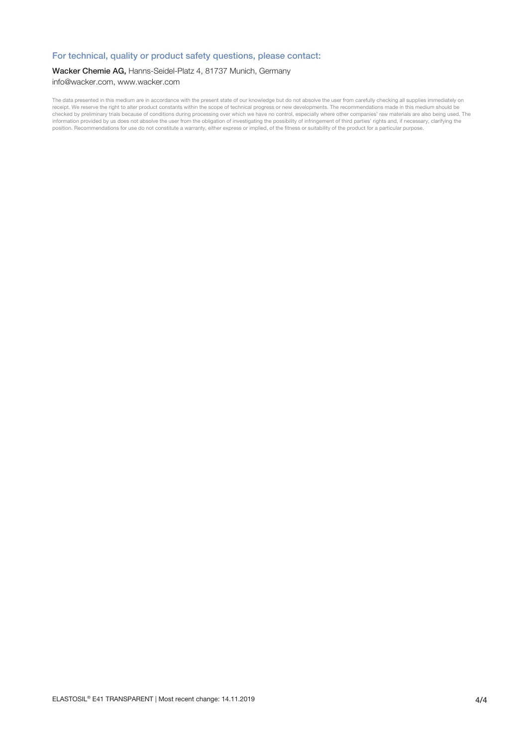### For technical, quality or product safety questions, please contact:

**Wacker Chemie AG,** Hanns-Seidel-Platz 4, 81737 Munich, Germany
info@wacker.com, www.wacker.com

The data presented in this medium are in accordance with the present state of our knowledge but do not absolve the user from carefully checking all supplies immediately on receipt. We reserve the right to alter product constants within the scope of technical progress or new developments. The recommendations made in this medium should be checked by preliminary trials because of conditions during processing over which we have no control, especially where other companies' raw materials are also being used. The information provided by us does not absolve the user from the obligation of investigating the possibility of infringement of third parties' rights and, if necessary, clarifying the position. Recommendations for use do not constitute a warranty, either express or implied, of the fitness or suitability of the product for a particular purpose.